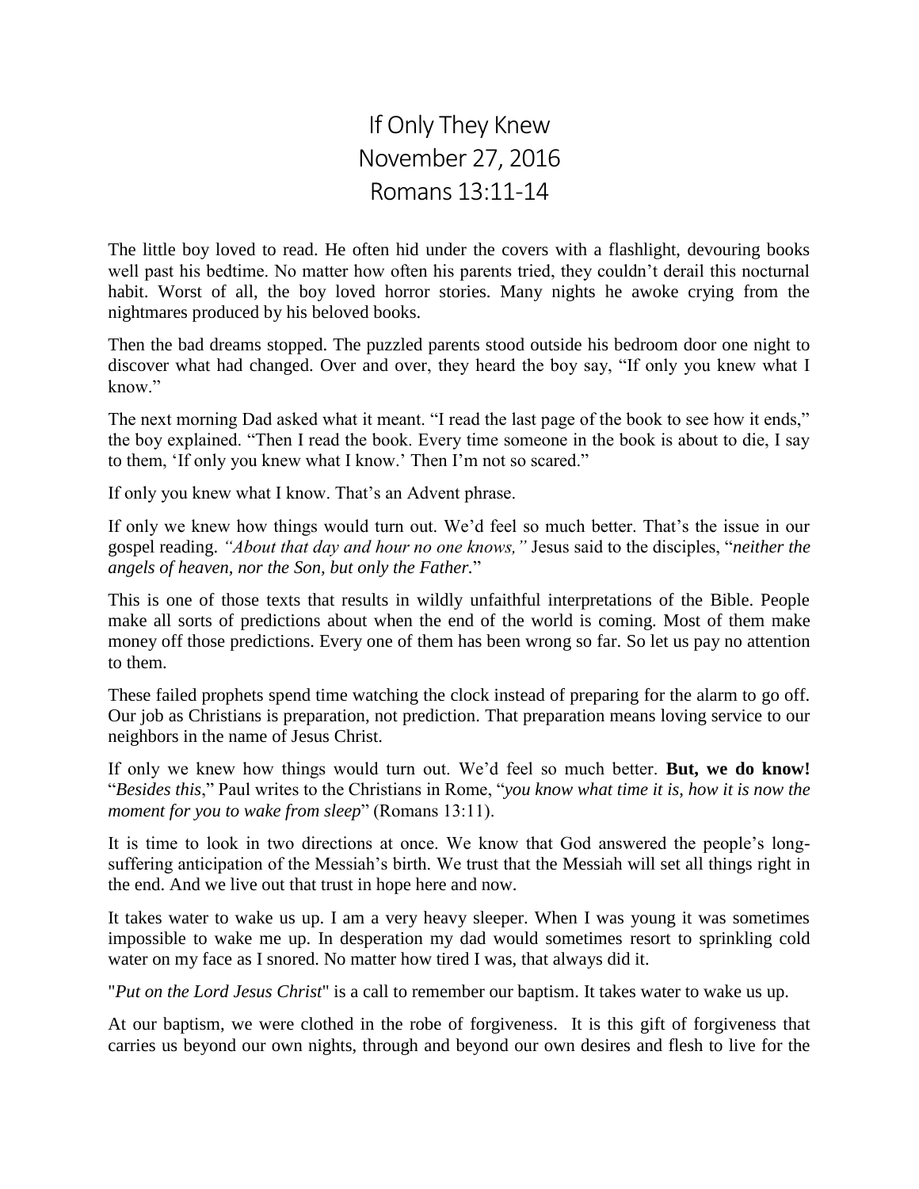# If Only They Knew
## November 27, 2016
## Romans 13:11-14

The little boy loved to read. He often hid under the covers with a flashlight, devouring books well past his bedtime. No matter how often his parents tried, they couldn't derail this nocturnal habit. Worst of all, the boy loved horror stories. Many nights he awoke crying from the nightmares produced by his beloved books.

Then the bad dreams stopped. The puzzled parents stood outside his bedroom door one night to discover what had changed. Over and over, they heard the boy say, "If only you knew what I know."

The next morning Dad asked what it meant. "I read the last page of the book to see how it ends," the boy explained. "Then I read the book. Every time someone in the book is about to die, I say to them, 'If only you knew what I know.' Then I'm not so scared."

If only you knew what I know. That's an Advent phrase.

If only we knew how things would turn out. We'd feel so much better. That's the issue in our gospel reading. *"About that day and hour no one knows,"* Jesus said to the disciples, "*neither the angels of heaven, nor the Son, but only the Father.*"

This is one of those texts that results in wildly unfaithful interpretations of the Bible. People make all sorts of predictions about when the end of the world is coming. Most of them make money off those predictions. Every one of them has been wrong so far. So let us pay no attention to them.

These failed prophets spend time watching the clock instead of preparing for the alarm to go off. Our job as Christians is preparation, not prediction. That preparation means loving service to our neighbors in the name of Jesus Christ.

If only we knew how things would turn out. We'd feel so much better. **But, we do know!** "*Besides this*," Paul writes to the Christians in Rome, "*you know what time it is, how it is now the moment for you to wake from sleep*" (Romans 13:11).

It is time to look in two directions at once. We know that God answered the people's long-suffering anticipation of the Messiah's birth. We trust that the Messiah will set all things right in the end. And we live out that trust in hope here and now.

It takes water to wake us up. I am a very heavy sleeper. When I was young it was sometimes impossible to wake me up. In desperation my dad would sometimes resort to sprinkling cold water on my face as I snored. No matter how tired I was, that always did it.

"*Put on the Lord Jesus Christ*" is a call to remember our baptism. It takes water to wake us up.

At our baptism, we were clothed in the robe of forgiveness. It is this gift of forgiveness that carries us beyond our own nights, through and beyond our own desires and flesh to live for the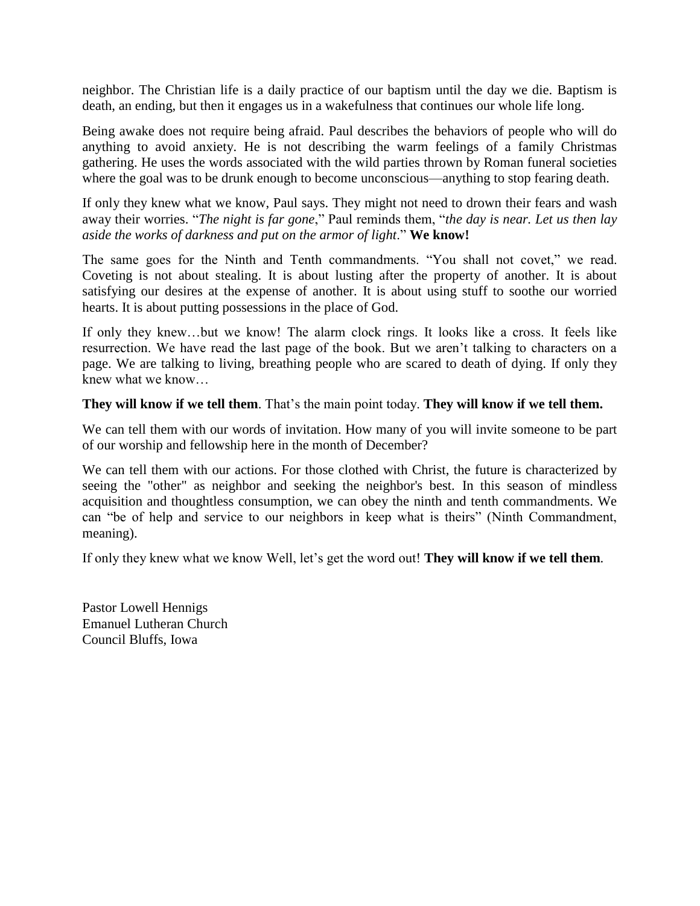neighbor. The Christian life is a daily practice of our baptism until the day we die. Baptism is death, an ending, but then it engages us in a wakefulness that continues our whole life long.

Being awake does not require being afraid. Paul describes the behaviors of people who will do anything to avoid anxiety. He is not describing the warm feelings of a family Christmas gathering. He uses the words associated with the wild parties thrown by Roman funeral societies where the goal was to be drunk enough to become unconscious—anything to stop fearing death.

If only they knew what we know, Paul says. They might not need to drown their fears and wash away their worries. "*The night is far gone*," Paul reminds them, "*the day is near. Let us then lay aside the works of darkness and put on the armor of light*." **We know!**

The same goes for the Ninth and Tenth commandments. "You shall not covet," we read. Coveting is not about stealing. It is about lusting after the property of another. It is about satisfying our desires at the expense of another. It is about using stuff to soothe our worried hearts. It is about putting possessions in the place of God.

If only they knew…but we know! The alarm clock rings. It looks like a cross. It feels like resurrection. We have read the last page of the book. But we aren't talking to characters on a page. We are talking to living, breathing people who are scared to death of dying. If only they knew what we know…

**They will know if we tell them**. That's the main point today. **They will know if we tell them.**

We can tell them with our words of invitation. How many of you will invite someone to be part of our worship and fellowship here in the month of December?

We can tell them with our actions. For those clothed with Christ, the future is characterized by seeing the "other" as neighbor and seeking the neighbor's best. In this season of mindless acquisition and thoughtless consumption, we can obey the ninth and tenth commandments. We can "be of help and service to our neighbors in keep what is theirs" (Ninth Commandment, meaning).

If only they knew what we know Well, let's get the word out! **They will know if we tell them**.

Pastor Lowell Hennigs
Emanuel Lutheran Church
Council Bluffs, Iowa